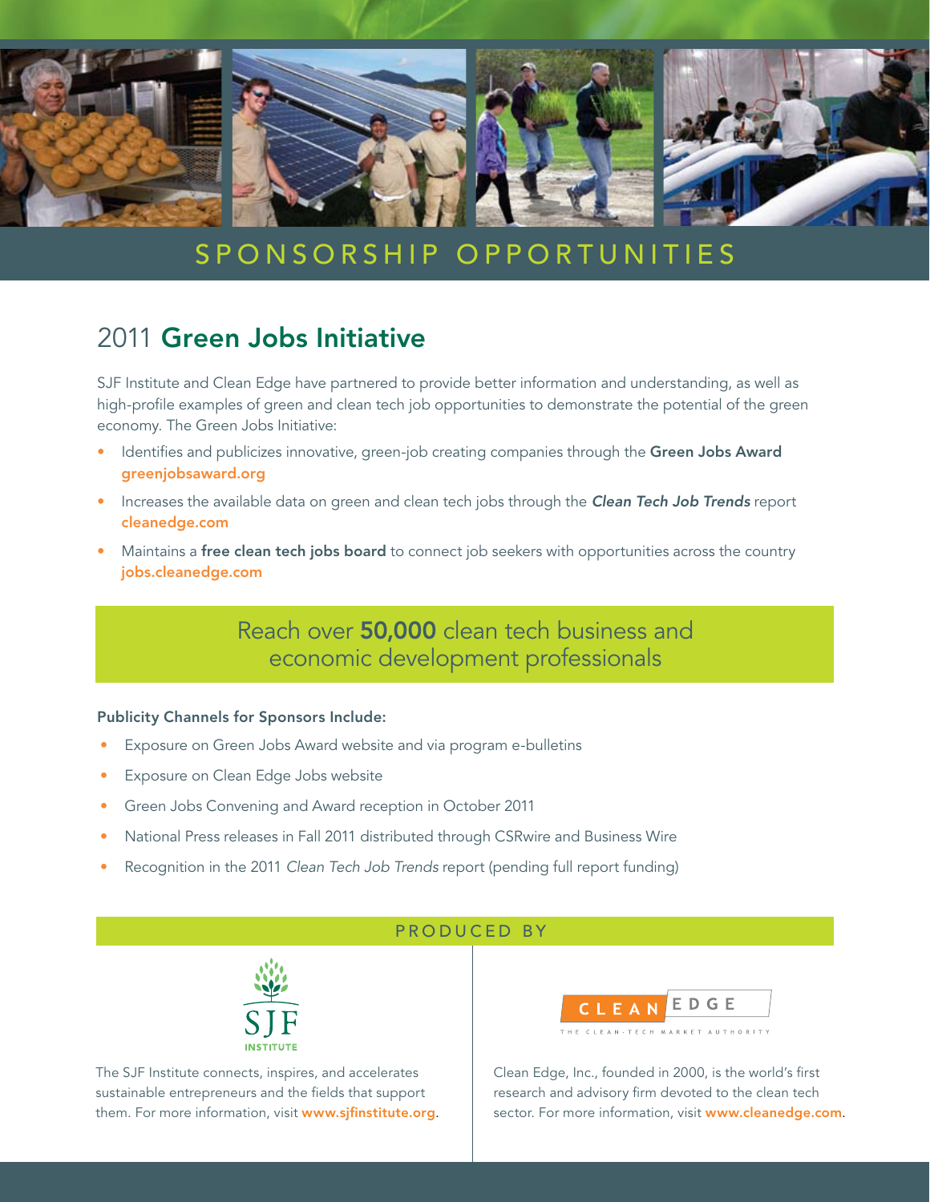# SPONSORSHIP OPPORTUNITIES

## 2011 **Green Jobs Initiative**

SJF Institute and Clean Edge have partnered to provide better information and understanding, as well as high-profile examples of green and clean tech job opportunities to demonstrate the potential of the green economy. The Green Jobs Initiative:

- Identifies and publicizes innovative, green-job creating companies through the **Green Jobs Award** **greenjobsaward.org**
- Increases the available data on green and clean tech jobs through the ***Clean Tech Job Trends*** report **cleanedge.com**
- Maintains a **free clean tech jobs board** to connect job seekers with opportunities across the country **jobs.cleanedge.com**

Reach over **50,000** clean tech business and economic development professionals

**Publicity Channels for Sponsors Include:**

- Exposure on Green Jobs Award website and via program e-bulletins
- Exposure on Clean Edge Jobs website
- Green Jobs Convening and Award reception in October 2011
- National Press releases in Fall 2011 distributed through CSRwire and Business Wire
- Recognition in the 2011 *Clean Tech Job Trends* report (pending full report funding)

PRODUCED BY

SJF INSTITUTE

The SJF Institute connects, inspires, and accelerates sustainable entrepreneurs and the fields that support them. For more information, visit **www.sjfinstitute.org**.

CLEAN EDGE
THE CLEAN-TECH MARKET AUTHORITY

Clean Edge, Inc., founded in 2000, is the world's first research and advisory firm devoted to the clean tech sector. For more information, visit **www.cleanedge.com**.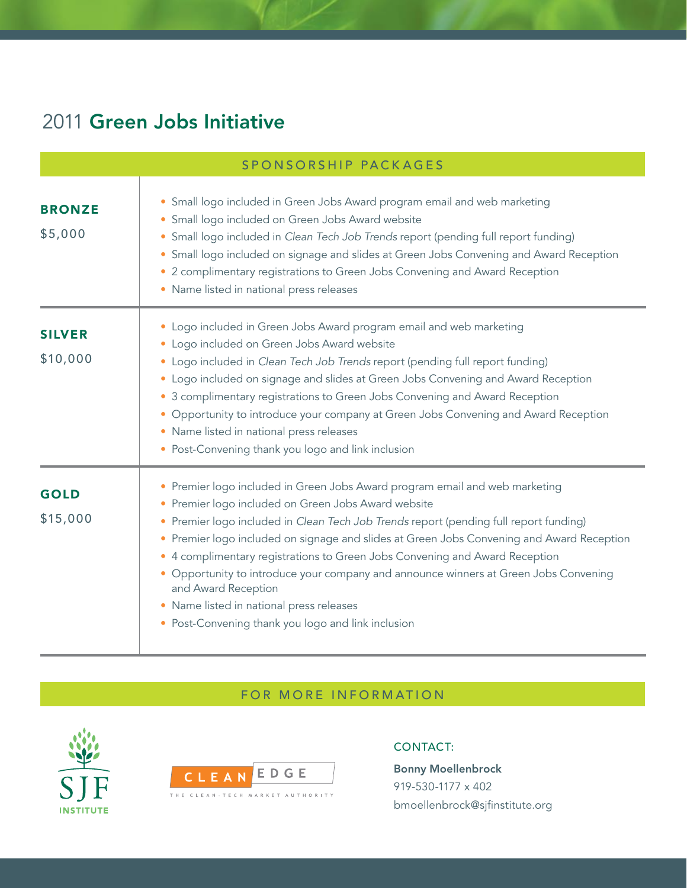# 2011 **Green Jobs Initiative**

## SPONSORSHIP PACKAGES

| | |
|---|---|
| **BRONZE**<br>$5,000 | • Small logo included in Green Jobs Award program email and web marketing<br>• Small logo included on Green Jobs Award website<br>• Small logo included in *Clean Tech Job Trends* report (pending full report funding)<br>• Small logo included on signage and slides at Green Jobs Convening and Award Reception<br>• 2 complimentary registrations to Green Jobs Convening and Award Reception<br>• Name listed in national press releases |
| **SILVER**<br>$10,000 | • Logo included in Green Jobs Award program email and web marketing<br>• Logo included on Green Jobs Award website<br>• Logo included in *Clean Tech Job Trends* report (pending full report funding)<br>• Logo included on signage and slides at Green Jobs Convening and Award Reception<br>• 3 complimentary registrations to Green Jobs Convening and Award Reception<br>• Opportunity to introduce your company at Green Jobs Convening and Award Reception<br>• Name listed in national press releases<br>• Post-Convening thank you logo and link inclusion |
| **GOLD**<br>$15,000 | • Premier logo included in Green Jobs Award program email and web marketing<br>• Premier logo included on Green Jobs Award website<br>• Premier logo included in *Clean Tech Job Trends* report (pending full report funding)<br>• Premier logo included on signage and slides at Green Jobs Convening and Award Reception<br>• 4 complimentary registrations to Green Jobs Convening and Award Reception<br>• Opportunity to introduce your company and announce winners at Green Jobs Convening and Award Reception<br>• Name listed in national press releases<br>• Post-Convening thank you logo and link inclusion |

## FOR MORE INFORMATION

SJF INSTITUTE

CLEAN EDGE
THE CLEAN-TECH MARKET AUTHORITY

CONTACT:

**Bonny Moellenbrock**
919-530-1177 x 402
bmoellenbrock@sjfinstitute.org